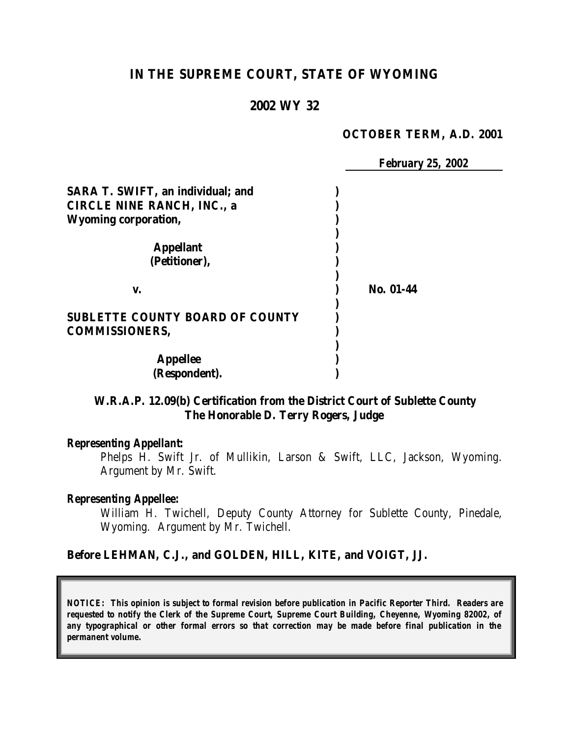# IN THE SUPREME COURT, STATE OF WYOMING

## 2002 WY 32

**OCTOBER TERM, A.D. 2001**

***February 25, 2002***

| | | |
|---|---|---|
| **SARA T. SWIFT, an individual; and CIRCLE NINE RANCH, INC., a Wyoming corporation,** | ) | |
| **Appellant (Petitioner),** | ) | |
| **v.** | ) | **No. 01-44** |
| **SUBLETTE COUNTY BOARD OF COUNTY COMMISSIONERS,** | ) | |
| **Appellee (Respondent).** | ) | |

**W.R.A.P. 12.09(b) Certification from the District Court of Sublette County**
**The Honorable D. Terry Rogers, Judge**

***Representing Appellant:***

Phelps H. Swift Jr. of Mullikin, Larson & Swift, LLC, Jackson, Wyoming. Argument by Mr. Swift.

***Representing Appellee:***

William H. Twichell, Deputy County Attorney for Sublette County, Pinedale, Wyoming. Argument by Mr. Twichell.

**Before LEHMAN, C.J., and GOLDEN, HILL, KITE, and VOIGT, JJ.**

***NOTICE: This opinion is subject to formal revision before publication in Pacific Reporter Third. Readers are requested to notify the Clerk of the Supreme Court, Supreme Court Building, Cheyenne, Wyoming 82002, of any typographical or other formal errors so that correction may be made before final publication in the permanent volume.***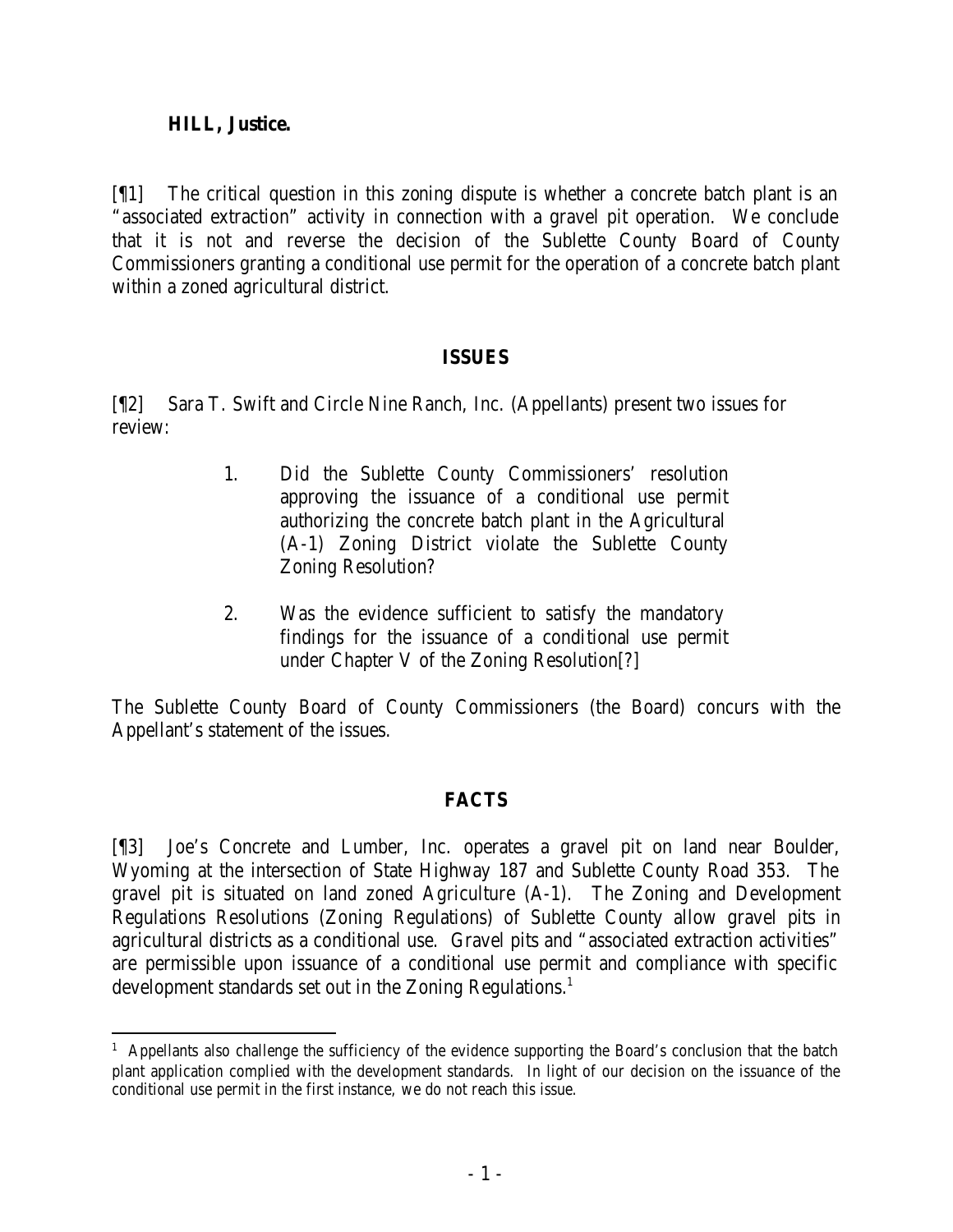**HILL, Justice.**

[¶1] The critical question in this zoning dispute is whether a concrete batch plant is an "associated extraction" activity in connection with a gravel pit operation. We conclude that it is not and reverse the decision of the Sublette County Board of County Commissioners granting a conditional use permit for the operation of a concrete batch plant within a zoned agricultural district.

## ISSUES

[¶2] Sara T. Swift and Circle Nine Ranch, Inc. (Appellants) present two issues for review:

> 1. Did the Sublette County Commissioners' resolution approving the issuance of a conditional use permit authorizing the concrete batch plant in the Agricultural (A-1) Zoning District violate the Sublette County Zoning Resolution?
>
> 2. Was the evidence sufficient to satisfy the mandatory findings for the issuance of a conditional use permit under Chapter V of the Zoning Resolution[?]

The Sublette County Board of County Commissioners (the Board) concurs with the Appellant's statement of the issues.

## FACTS

[¶3] Joe's Concrete and Lumber, Inc. operates a gravel pit on land near Boulder, Wyoming at the intersection of State Highway 187 and Sublette County Road 353. The gravel pit is situated on land zoned Agriculture (A-1). The Zoning and Development Regulations Resolutions (Zoning Regulations) of Sublette County allow gravel pits in agricultural districts as a conditional use. Gravel pits and "associated extraction activities" are permissible upon issuance of a conditional use permit and compliance with specific development standards set out in the Zoning Regulations.[1]

---

[1] Appellants also challenge the sufficiency of the evidence supporting the Board's conclusion that the batch plant application complied with the development standards. In light of our decision on the issuance of the conditional use permit in the first instance, we do not reach this issue.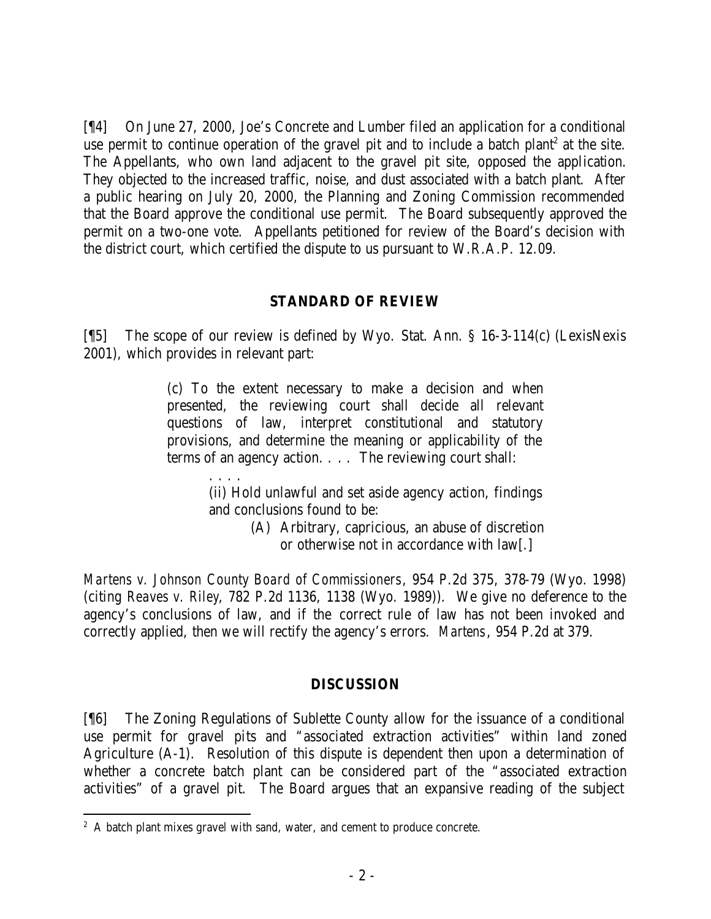[¶4] On June 27, 2000, Joe's Concrete and Lumber filed an application for a conditional use permit to continue operation of the gravel pit and to include a batch plant[2] at the site. The Appellants, who own land adjacent to the gravel pit site, opposed the application. They objected to the increased traffic, noise, and dust associated with a batch plant. After a public hearing on July 20, 2000, the Planning and Zoning Commission recommended that the Board approve the conditional use permit. The Board subsequently approved the permit on a two-one vote. Appellants petitioned for review of the Board's decision with the district court, which certified the dispute to us pursuant to W.R.A.P. 12.09.

## STANDARD OF REVIEW

[¶5] The scope of our review is defined by Wyo. Stat. Ann. § 16-3-114(c) (LexisNexis 2001), which provides in relevant part:

> (c) To the extent necessary to make a decision and when presented, the reviewing court shall decide all relevant questions of law, interpret constitutional and statutory provisions, and determine the meaning or applicability of the terms of an agency action. . . . The reviewing court shall:
>
> . . . .
>
> (ii) Hold unlawful and set aside agency action, findings and conclusions found to be:
>
> (A) Arbitrary, capricious, an abuse of discretion or otherwise not in accordance with law[.]

*Martens v. Johnson County Board of Commissioners*, 954 P.2d 375, 378-79 (Wyo. 1998) (citing *Reaves v. Riley*, 782 P.2d 1136, 1138 (Wyo. 1989)). We give no deference to the agency's conclusions of law, and if the correct rule of law has not been invoked and correctly applied, then we will rectify the agency's errors. *Martens*, 954 P.2d at 379.

## DISCUSSION

[¶6] The Zoning Regulations of Sublette County allow for the issuance of a conditional use permit for gravel pits and "associated extraction activities" within land zoned Agriculture (A-1). Resolution of this dispute is dependent then upon a determination of whether a concrete batch plant can be considered part of the "associated extraction activities" of a gravel pit. The Board argues that an expansive reading of the subject

---

[2] A batch plant mixes gravel with sand, water, and cement to produce concrete.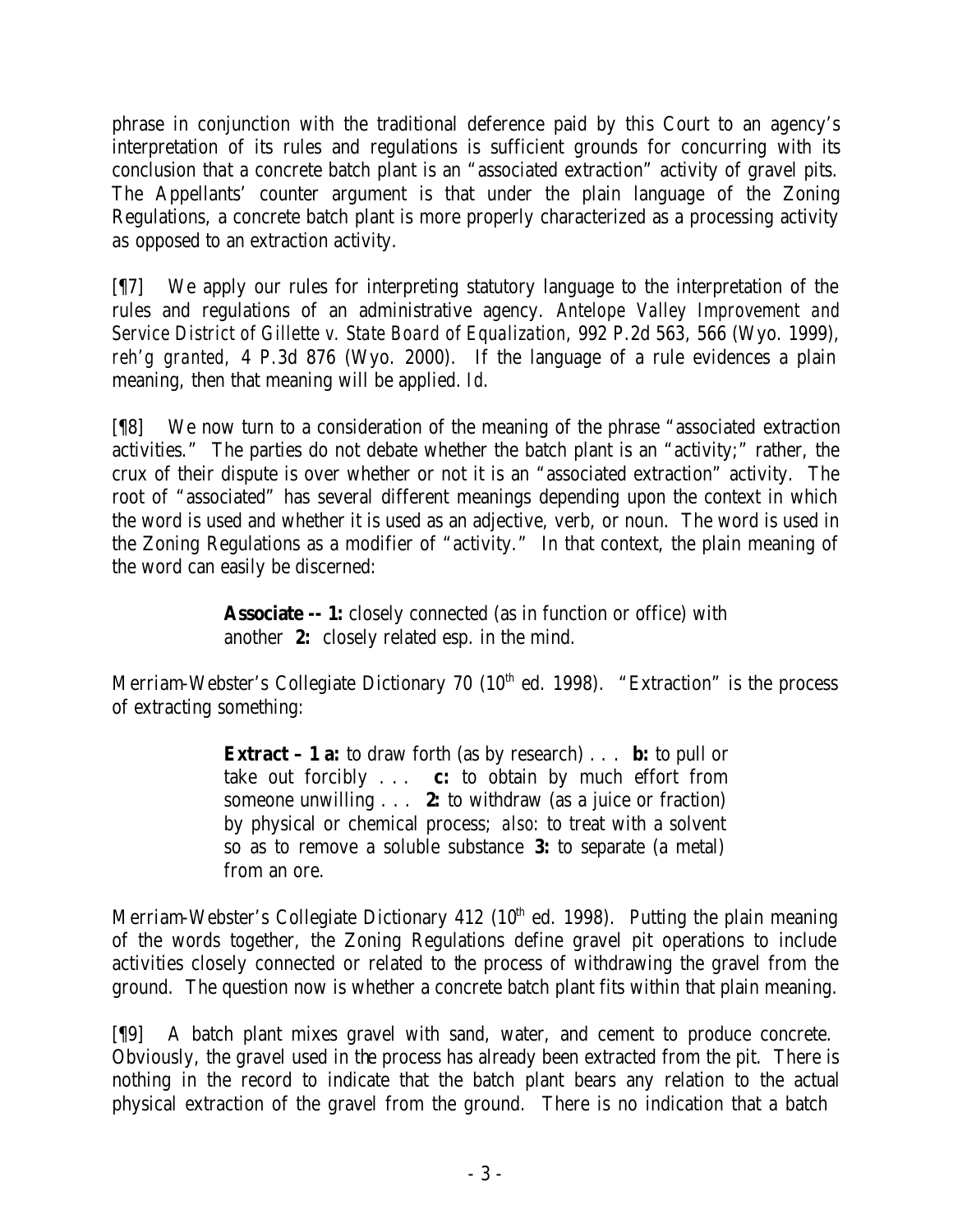phrase in conjunction with the traditional deference paid by this Court to an agency's interpretation of its rules and regulations is sufficient grounds for concurring with its conclusion that a concrete batch plant is an "associated extraction" activity of gravel pits. The Appellants' counter argument is that under the plain language of the Zoning Regulations, a concrete batch plant is more properly characterized as a processing activity as opposed to an extraction activity.

[¶7] We apply our rules for interpreting statutory language to the interpretation of the rules and regulations of an administrative agency. *Antelope Valley Improvement and Service District of Gillette v. State Board of Equalization*, 992 P.2d 563, 566 (Wyo. 1999), *reh'g granted*, 4 P.3d 876 (Wyo. 2000). If the language of a rule evidences a plain meaning, then that meaning will be applied. *Id*.

[¶8] We now turn to a consideration of the meaning of the phrase "associated extraction activities." The parties do not debate whether the batch plant is an "activity;" rather, the crux of their dispute is over whether or not it is an "associated extraction" activity. The root of "associated" has several different meanings depending upon the context in which the word is used and whether it is used as an adjective, verb, or noun. The word is used in the Zoning Regulations as a modifier of "activity." In that context, the plain meaning of the word can easily be discerned:

> **Associate -- 1:** closely connected (as in function or office) with another **2:** closely related esp. in the mind.

Merriam-Webster's Collegiate Dictionary 70 (10th ed. 1998). "Extraction" is the process of extracting something:

> **Extract – 1 a:** to draw forth (as by research) . . . **b:** to pull or take out forcibly . . . **c:** to obtain by much effort from someone unwilling . . . **2:** to withdraw (as a juice or fraction) by physical or chemical process; *also*: to treat with a solvent so as to remove a soluble substance **3:** to separate (a metal) from an ore.

Merriam-Webster's Collegiate Dictionary 412 (10th ed. 1998). Putting the plain meaning of the words together, the Zoning Regulations define gravel pit operations to include activities closely connected or related to the process of withdrawing the gravel from the ground. The question now is whether a concrete batch plant fits within that plain meaning.

[¶9] A batch plant mixes gravel with sand, water, and cement to produce concrete. Obviously, the gravel used in the process has already been extracted from the pit. There is nothing in the record to indicate that the batch plant bears any relation to the actual physical extraction of the gravel from the ground. There is no indication that a batch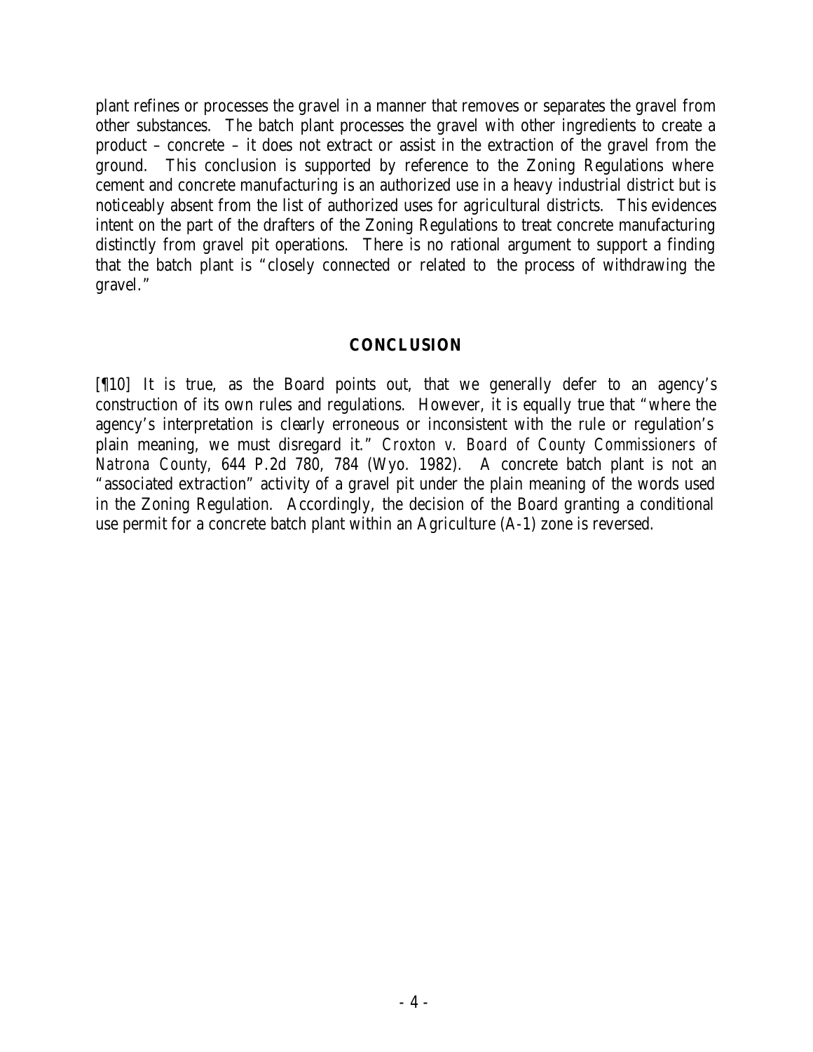plant refines or processes the gravel in a manner that removes or separates the gravel from other substances. The batch plant processes the gravel with other ingredients to create a product – concrete – it does not extract or assist in the extraction of the gravel from the ground. This conclusion is supported by reference to the Zoning Regulations where cement and concrete manufacturing is an authorized use in a heavy industrial district but is noticeably absent from the list of authorized uses for agricultural districts. This evidences intent on the part of the drafters of the Zoning Regulations to treat concrete manufacturing distinctly from gravel pit operations. There is no rational argument to support a finding that the batch plant is "closely connected or related to the process of withdrawing the gravel."

## CONCLUSION

[¶10] It is true, as the Board points out, that we generally defer to an agency's construction of its own rules and regulations. However, it is equally true that "where the agency's interpretation is clearly erroneous or inconsistent with the rule or regulation's plain meaning, we must disregard it." *Croxton v. Board of County Commissioners of Natrona County*, 644 P.2d 780, 784 (Wyo. 1982). A concrete batch plant is not an "associated extraction" activity of a gravel pit under the plain meaning of the words used in the Zoning Regulation. Accordingly, the decision of the Board granting a conditional use permit for a concrete batch plant within an Agriculture (A-1) zone is reversed.